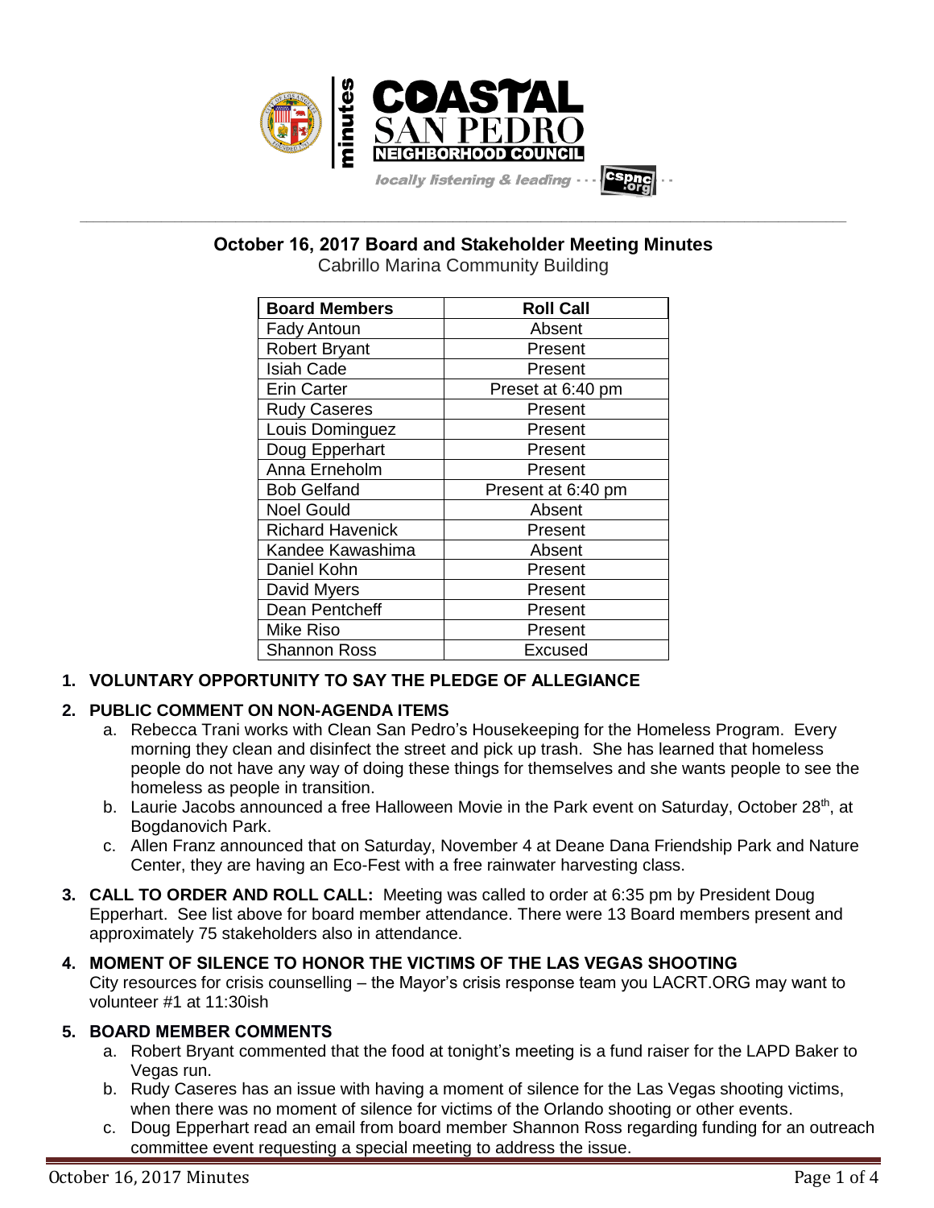# October 16, 2017 Board and Stakeholder Meeting Minutes

Cabrillo Marina Community Building

| Board Members | Roll Call |
|---|---|
| Fady Antoun | Absent |
| Robert Bryant | Present |
| Isiah Cade | Present |
| Erin Carter | Preset at 6:40 pm |
| Rudy Caseres | Present |
| Louis Dominguez | Present |
| Doug Epperhart | Present |
| Anna Erneholm | Present |
| Bob Gelfand | Present at 6:40 pm |
| Noel Gould | Absent |
| Richard Havenick | Present |
| Kandee Kawashima | Absent |
| Daniel Kohn | Present |
| David Myers | Present |
| Dean Pentcheff | Present |
| Mike Riso | Present |
| Shannon Ross | Excused |

1. **VOLUNTARY OPPORTUNITY TO SAY THE PLEDGE OF ALLEGIANCE**

2. **PUBLIC COMMENT ON NON-AGENDA ITEMS**
   a. Rebecca Trani works with Clean San Pedro's Housekeeping for the Homeless Program. Every morning they clean and disinfect the street and pick up trash. She has learned that homeless people do not have any way of doing these things for themselves and she wants people to see the homeless as people in transition.
   b. Laurie Jacobs announced a free Halloween Movie in the Park event on Saturday, October 28th, at Bogdanovich Park.
   c. Allen Franz announced that on Saturday, November 4 at Deane Dana Friendship Park and Nature Center, they are having an Eco-Fest with a free rainwater harvesting class.

3. **CALL TO ORDER AND ROLL CALL:** Meeting was called to order at 6:35 pm by President Doug Epperhart. See list above for board member attendance. There were 13 Board members present and approximately 75 stakeholders also in attendance.

4. **MOMENT OF SILENCE TO HONOR THE VICTIMS OF THE LAS VEGAS SHOOTING**
   City resources for crisis counselling – the Mayor's crisis response team you LACRT.ORG may want to volunteer #1 at 11:30ish

5. **BOARD MEMBER COMMENTS**
   a. Robert Bryant commented that the food at tonight's meeting is a fund raiser for the LAPD Baker to Vegas run.
   b. Rudy Caseres has an issue with having a moment of silence for the Las Vegas shooting victims, when there was no moment of silence for victims of the Orlando shooting or other events.
   c. Doug Epperhart read an email from board member Shannon Ross regarding funding for an outreach committee event requesting a special meeting to address the issue.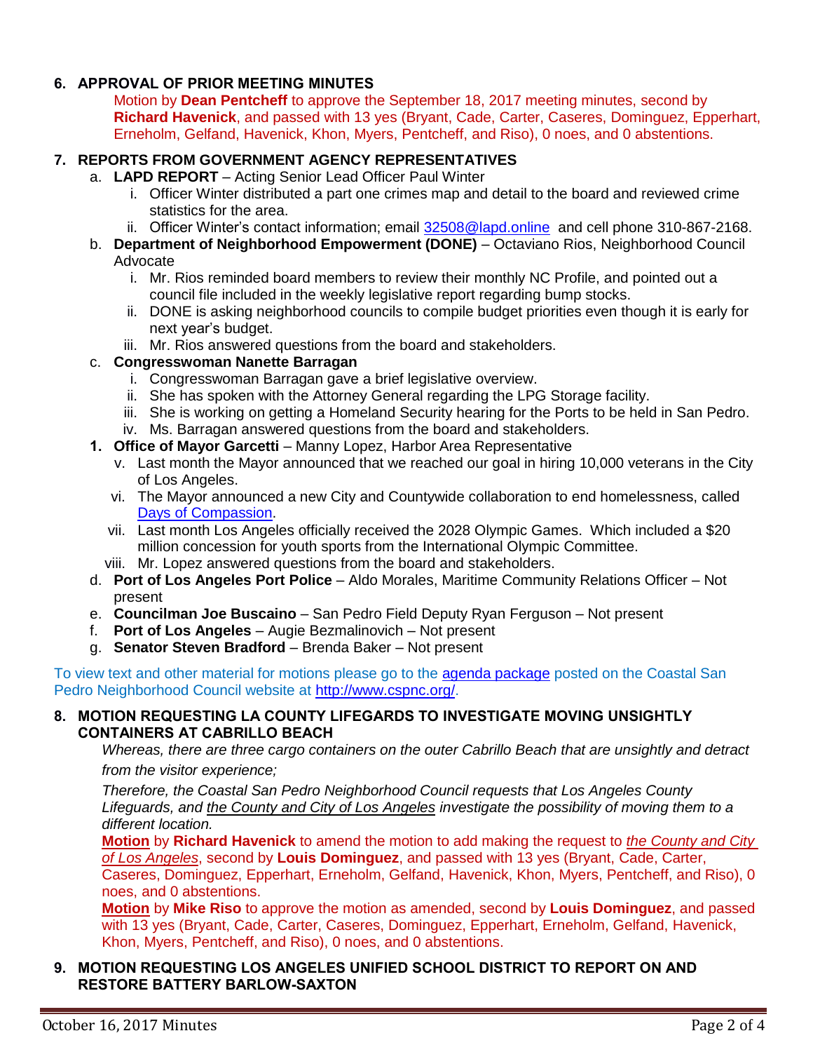## 6. APPROVAL OF PRIOR MEETING MINUTES

Motion by **Dean Pentcheff** to approve the September 18, 2017 meeting minutes, second by **Richard Havenick**, and passed with 13 yes (Bryant, Cade, Carter, Caseres, Dominguez, Epperhart, Erneholm, Gelfand, Havenick, Khon, Myers, Pentcheff, and Riso), 0 noes, and 0 abstentions.

## 7. REPORTS FROM GOVERNMENT AGENCY REPRESENTATIVES

a. **LAPD REPORT** – Acting Senior Lead Officer Paul Winter
   i. Officer Winter distributed a part one crimes map and detail to the board and reviewed crime statistics for the area.
   ii. Officer Winter's contact information; email [32508@lapd.online](mailto:32508@lapd.online) and cell phone 310-867-2168.

b. **Department of Neighborhood Empowerment (DONE)** – Octaviano Rios, Neighborhood Council Advocate
   i. Mr. Rios reminded board members to review their monthly NC Profile, and pointed out a council file included in the weekly legislative report regarding bump stocks.
   ii. DONE is asking neighborhood councils to compile budget priorities even though it is early for next year's budget.
   iii. Mr. Rios answered questions from the board and stakeholders.

c. **Congresswoman Nanette Barragan**
   i. Congresswoman Barragan gave a brief legislative overview.
   ii. She has spoken with the Attorney General regarding the LPG Storage facility.
   iii. She is working on getting a Homeland Security hearing for the Ports to be held in San Pedro.
   iv. Ms. Barragan answered questions from the board and stakeholders.

1. **Office of Mayor Garcetti** – Manny Lopez, Harbor Area Representative
   v. Last month the Mayor announced that we reached our goal in hiring 10,000 veterans in the City of Los Angeles.
   vi. The Mayor announced a new City and Countywide collaboration to end homelessness, called [Days of Compassion](#).
   vii. Last month Los Angeles officially received the 2028 Olympic Games. Which included a $20 million concession for youth sports from the International Olympic Committee.
   viii. Mr. Lopez answered questions from the board and stakeholders.

d. **Port of Los Angeles Port Police** – Aldo Morales, Maritime Community Relations Officer – Not present

e. **Councilman Joe Buscaino** – San Pedro Field Deputy Ryan Ferguson – Not present

f. **Port of Los Angeles** – Augie Bezmalinovich – Not present

g. **Senator Steven Bradford** – Brenda Baker – Not present

To view text and other material for motions please go to the [agenda package](#) posted on the Coastal San Pedro Neighborhood Council website at [http://www.cspnc.org/](http://www.cspnc.org/).

## 8. MOTION REQUESTING LA COUNTY LIFEGARDS TO INVESTIGATE MOVING UNSIGHTLY CONTAINERS AT CABRILLO BEACH

*Whereas, there are three cargo containers on the outer Cabrillo Beach that are unsightly and detract from the visitor experience;*

*Therefore, the Coastal San Pedro Neighborhood Council requests that Los Angeles County Lifeguards, and <u>the County and City of Los Angeles</u> investigate the possibility of moving them to a different location.*

**<u>Motion</u>** by **Richard Havenick** to amend the motion to add making the request to *<u>the County and City of Los Angeles</u>*, second by **Louis Dominguez**, and passed with 13 yes (Bryant, Cade, Carter, Caseres, Dominguez, Epperhart, Erneholm, Gelfand, Havenick, Khon, Myers, Pentcheff, and Riso), 0 noes, and 0 abstentions.

**<u>Motion</u>** by **Mike Riso** to approve the motion as amended, second by **Louis Dominguez**, and passed with 13 yes (Bryant, Cade, Carter, Caseres, Dominguez, Epperhart, Erneholm, Gelfand, Havenick, Khon, Myers, Pentcheff, and Riso), 0 noes, and 0 abstentions.

## 9. MOTION REQUESTING LOS ANGELES UNIFIED SCHOOL DISTRICT TO REPORT ON AND RESTORE BATTERY BARLOW-SAXTON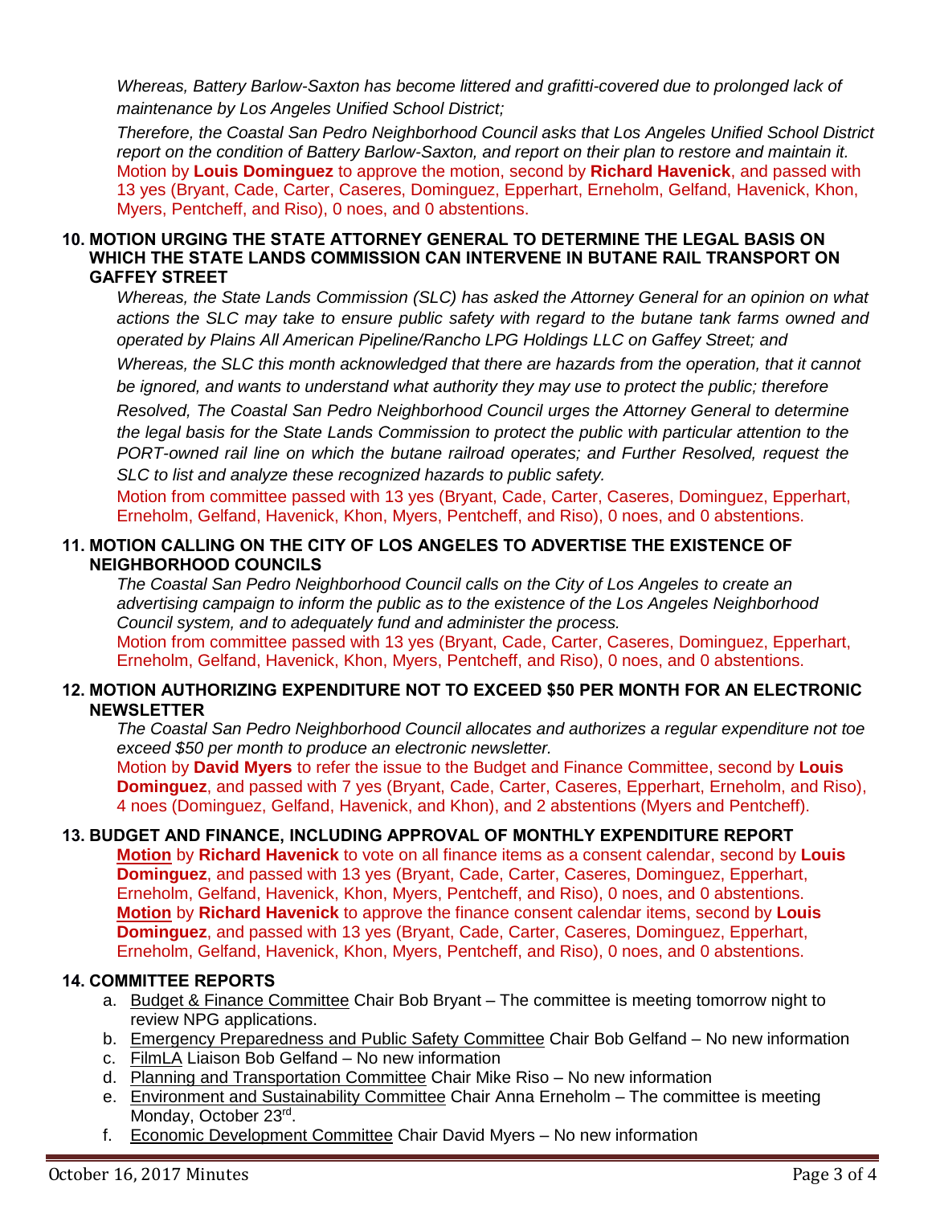*Whereas, Battery Barlow-Saxton has become littered and grafitti-covered due to prolonged lack of maintenance by Los Angeles Unified School District;*

*Therefore, the Coastal San Pedro Neighborhood Council asks that Los Angeles Unified School District report on the condition of Battery Barlow-Saxton, and report on their plan to restore and maintain it.*

Motion by **Louis Dominguez** to approve the motion, second by **Richard Havenick**, and passed with 13 yes (Bryant, Cade, Carter, Caseres, Dominguez, Epperhart, Erneholm, Gelfand, Havenick, Khon, Myers, Pentcheff, and Riso), 0 noes, and 0 abstentions.

**10. MOTION URGING THE STATE ATTORNEY GENERAL TO DETERMINE THE LEGAL BASIS ON WHICH THE STATE LANDS COMMISSION CAN INTERVENE IN BUTANE RAIL TRANSPORT ON GAFFEY STREET**

*Whereas, the State Lands Commission (SLC) has asked the Attorney General for an opinion on what actions the SLC may take to ensure public safety with regard to the butane tank farms owned and operated by Plains All American Pipeline/Rancho LPG Holdings LLC on Gaffey Street; and*

*Whereas, the SLC this month acknowledged that there are hazards from the operation, that it cannot be ignored, and wants to understand what authority they may use to protect the public; therefore*

*Resolved, The Coastal San Pedro Neighborhood Council urges the Attorney General to determine the legal basis for the State Lands Commission to protect the public with particular attention to the PORT-owned rail line on which the butane railroad operates; and Further Resolved, request the SLC to list and analyze these recognized hazards to public safety.*

Motion from committee passed with 13 yes (Bryant, Cade, Carter, Caseres, Dominguez, Epperhart, Erneholm, Gelfand, Havenick, Khon, Myers, Pentcheff, and Riso), 0 noes, and 0 abstentions.

**11. MOTION CALLING ON THE CITY OF LOS ANGELES TO ADVERTISE THE EXISTENCE OF NEIGHBORHOOD COUNCILS**

*The Coastal San Pedro Neighborhood Council calls on the City of Los Angeles to create an advertising campaign to inform the public as to the existence of the Los Angeles Neighborhood Council system, and to adequately fund and administer the process.*

Motion from committee passed with 13 yes (Bryant, Cade, Carter, Caseres, Dominguez, Epperhart, Erneholm, Gelfand, Havenick, Khon, Myers, Pentcheff, and Riso), 0 noes, and 0 abstentions.

**12. MOTION AUTHORIZING EXPENDITURE NOT TO EXCEED $50 PER MONTH FOR AN ELECTRONIC NEWSLETTER**

*The Coastal San Pedro Neighborhood Council allocates and authorizes a regular expenditure not toe exceed $50 per month to produce an electronic newsletter.*

Motion by **David Myers** to refer the issue to the Budget and Finance Committee, second by **Louis Dominguez**, and passed with 7 yes (Bryant, Cade, Carter, Caseres, Epperhart, Erneholm, and Riso), 4 noes (Dominguez, Gelfand, Havenick, and Khon), and 2 abstentions (Myers and Pentcheff).

**13. BUDGET AND FINANCE, INCLUDING APPROVAL OF MONTHLY EXPENDITURE REPORT**

**Motion** by **Richard Havenick** to vote on all finance items as a consent calendar, second by **Louis Dominguez**, and passed with 13 yes (Bryant, Cade, Carter, Caseres, Dominguez, Epperhart, Erneholm, Gelfand, Havenick, Khon, Myers, Pentcheff, and Riso), 0 noes, and 0 abstentions.

**Motion** by **Richard Havenick** to approve the finance consent calendar items, second by **Louis Dominguez**, and passed with 13 yes (Bryant, Cade, Carter, Caseres, Dominguez, Epperhart, Erneholm, Gelfand, Havenick, Khon, Myers, Pentcheff, and Riso), 0 noes, and 0 abstentions.

**14. COMMITTEE REPORTS**

a. Budget & Finance Committee Chair Bob Bryant – The committee is meeting tomorrow night to review NPG applications.
b. Emergency Preparedness and Public Safety Committee Chair Bob Gelfand – No new information
c. FilmLA Liaison Bob Gelfand – No new information
d. Planning and Transportation Committee Chair Mike Riso – No new information
e. Environment and Sustainability Committee Chair Anna Erneholm – The committee is meeting Monday, October 23rd.
f. Economic Development Committee Chair David Myers – No new information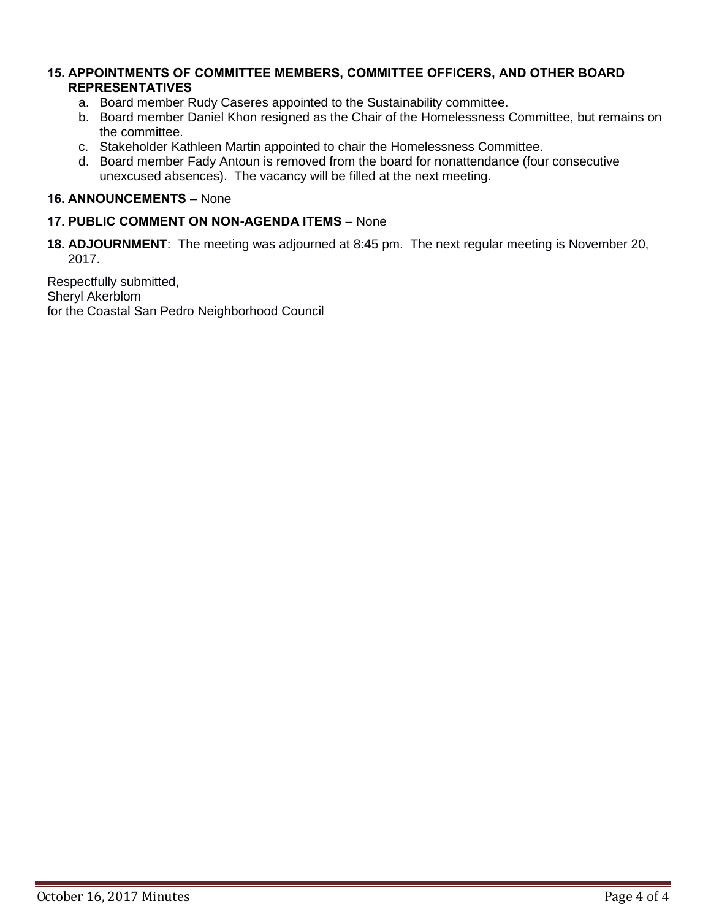**15. APPOINTMENTS OF COMMITTEE MEMBERS, COMMITTEE OFFICERS, AND OTHER BOARD REPRESENTATIVES**

a. Board member Rudy Caseres appointed to the Sustainability committee.
b. Board member Daniel Khon resigned as the Chair of the Homelessness Committee, but remains on the committee.
c. Stakeholder Kathleen Martin appointed to chair the Homelessness Committee.
d. Board member Fady Antoun is removed from the board for nonattendance (four consecutive unexcused absences). The vacancy will be filled at the next meeting.

**16. ANNOUNCEMENTS** – None

**17. PUBLIC COMMENT ON NON-AGENDA ITEMS** – None

**18. ADJOURNMENT**: The meeting was adjourned at 8:45 pm. The next regular meeting is November 20, 2017.

Respectfully submitted,
Sheryl Akerblom
for the Coastal San Pedro Neighborhood Council